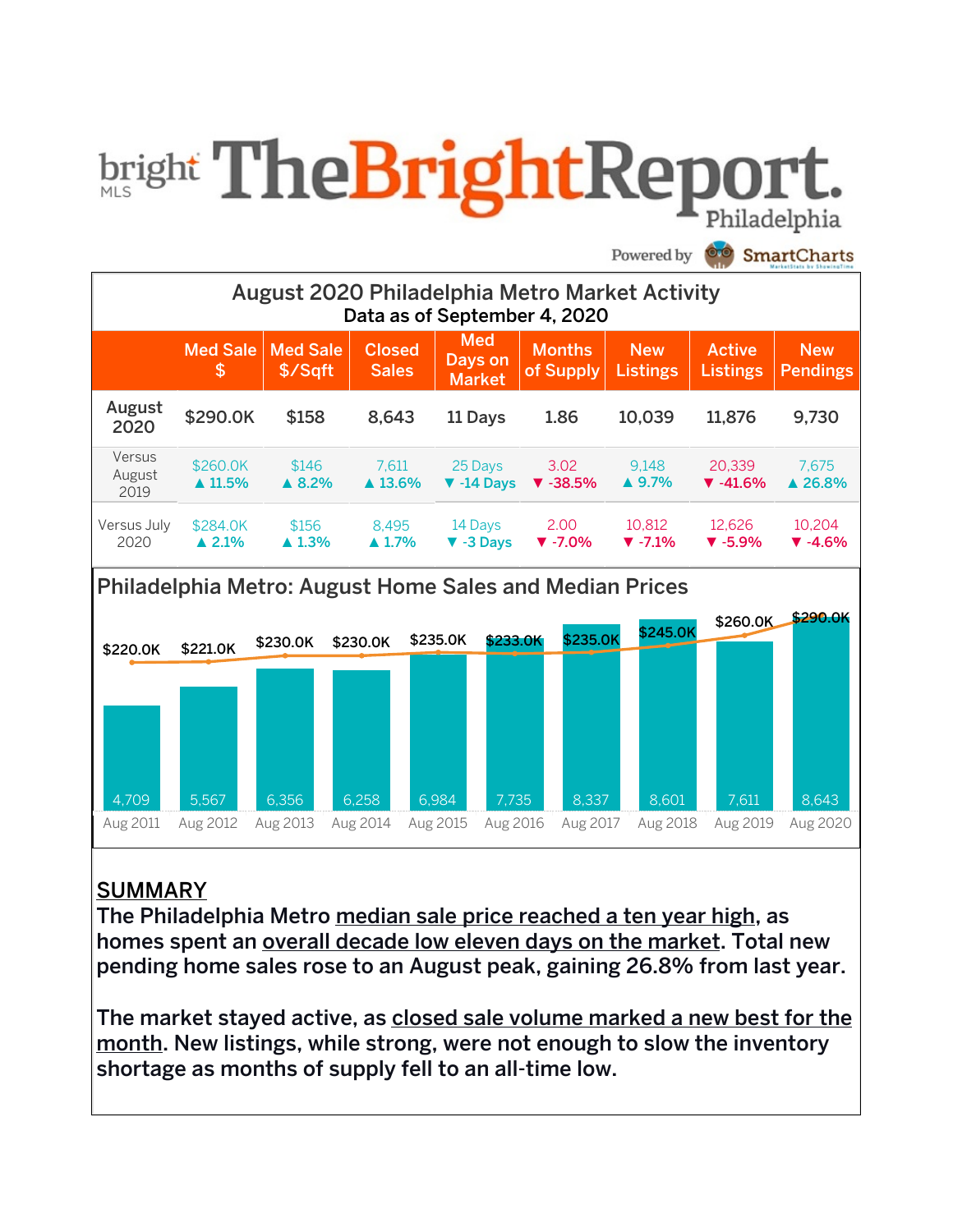# bright MLS TheBrightReport. Philadelphia

Powered by SmartCharts

## August 2020 Philadelphia Metro Market Activity

Data as of September 4, 2020

| | Med Sale $ | Med Sale $/Sqft | Closed Sales | Med Days on Market | Months of Supply | New Listings | Active Listings | New Pendings |
|---|---|---|---|---|---|---|---|---|
| August 2020 | $290.0K | $158 | 8,643 | 11 Days | 1.86 | 10,039 | 11,876 | 9,730 |
| Versus August 2019 | $260.0K ▲ 11.5% | $146 ▲ 8.2% | 7,611 ▲ 13.6% | 25 Days ▼ -14 Days | 3.02 ▼ -38.5% | 9,148 ▲ 9.7% | 20,339 ▼ -41.6% | 7,675 ▲ 26.8% |
| Versus July 2020 | $284.0K ▲ 2.1% | $156 ▲ 1.3% | 8,495 ▲ 1.7% | 14 Days ▼ -3 Days | 2.00 ▼ -7.0% | 10,812 ▼ -7.1% | 12,626 ▼ -5.9% | 10,204 ▼ -4.6% |

## Philadelphia Metro: August Home Sales and Median Prices

$220.0K $221.0K $230.0K $230.0K $235.0K $233.0K $235.0K $245.0K $260.0K $290.0K

4,709 5,567 6,356 6,258 6,984 7,735 8,337 8,601 7,611 8,643

Aug 2011 Aug 2012 Aug 2013 Aug 2014 Aug 2015 Aug 2016 Aug 2017 Aug 2018 Aug 2019 Aug 2020

## SUMMARY

The Philadelphia Metro median sale price reached a ten year high, as homes spent an overall decade low eleven days on the market. Total new pending home sales rose to an August peak, gaining 26.8% from last year.

The market stayed active, as closed sale volume marked a new best for the month. New listings, while strong, were not enough to slow the inventory shortage as months of supply fell to an all-time low.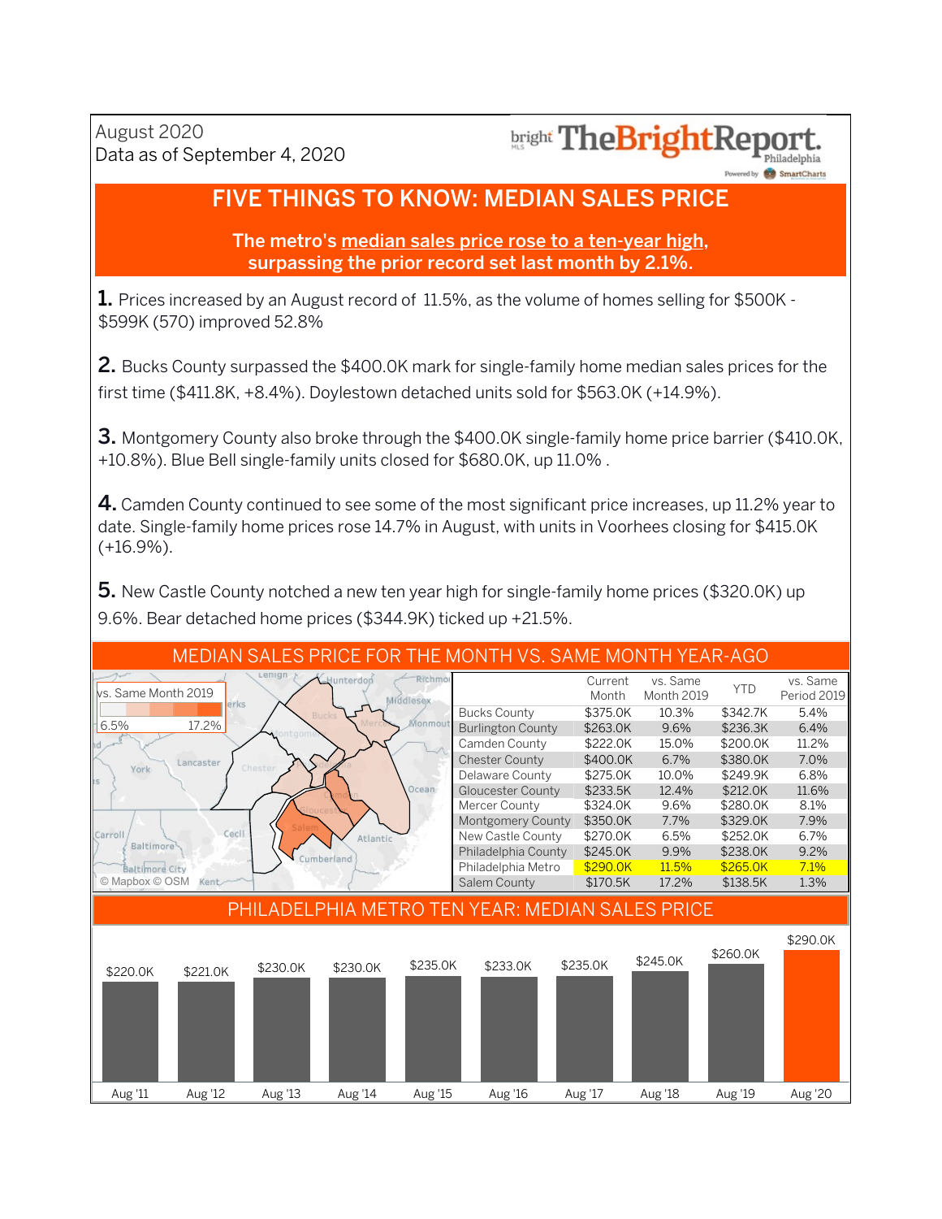August 2020
Data as of September 4, 2020

bright MLS TheBrightReport. Philadelphia
Powered by SmartCharts

# FIVE THINGS TO KNOW: MEDIAN SALES PRICE

**The metro's median sales price rose to a ten-year high, surpassing the prior record set last month by 2.1%.**

**1.** Prices increased by an August record of 11.5%, as the volume of homes selling for $500K - $599K (570) improved 52.8%

**2.** Bucks County surpassed the $400.0K mark for single-family home median sales prices for the first time ($411.8K, +8.4%). Doylestown detached units sold for $563.0K (+14.9%).

**3.** Montgomery County also broke through the $400.0K single-family home price barrier ($410.0K, +10.8%). Blue Bell single-family units closed for $680.0K, up 11.0% .

**4.** Camden County continued to see some of the most significant price increases, up 11.2% year to date. Single-family home prices rose 14.7% in August, with units in Voorhees closing for $415.0K (+16.9%).

**5.** New Castle County notched a new ten year high for single-family home prices ($320.0K) up 9.6%. Bear detached home prices ($344.9K) ticked up +21.5%.

## MEDIAN SALES PRICE FOR THE MONTH VS. SAME MONTH YEAR-AGO

vs. Same Month 2019
6.5% 17.2%
© Mapbox © OSM

| | Current Month | vs. Same Month 2019 | YTD | vs. Same Period 2019 |
|---|---|---|---|---|
| Bucks County | $375.0K | 10.3% | $342.7K | 5.4% |
| Burlington County | $263.0K | 9.6% | $236.3K | 6.4% |
| Camden County | $222.0K | 15.0% | $200.0K | 11.2% |
| Chester County | $400.0K | 6.7% | $380.0K | 7.0% |
| Delaware County | $275.0K | 10.0% | $249.9K | 6.8% |
| Gloucester County | $233.5K | 12.4% | $212.0K | 11.6% |
| Mercer County | $324.0K | 9.6% | $280.0K | 8.1% |
| Montgomery County | $350.0K | 7.7% | $329.0K | 7.9% |
| New Castle County | $270.0K | 6.5% | $252.0K | 6.7% |
| Philadelphia County | $245.0K | 9.9% | $238.0K | 9.2% |
| Philadelphia Metro | $290.0K | 11.5% | $265.0K | 7.1% |
| Salem County | $170.5K | 17.2% | $138.5K | 1.3% |

## PHILADELPHIA METRO TEN YEAR: MEDIAN SALES PRICE

$220.0K
$221.0K
$230.0K
$230.0K
$235.0K
$233.0K
$235.0K
$245.0K
$260.0K
$290.0K

Aug '11
Aug '12
Aug '13
Aug '14
Aug '15
Aug '16
Aug '17
Aug '18
Aug '19
Aug '20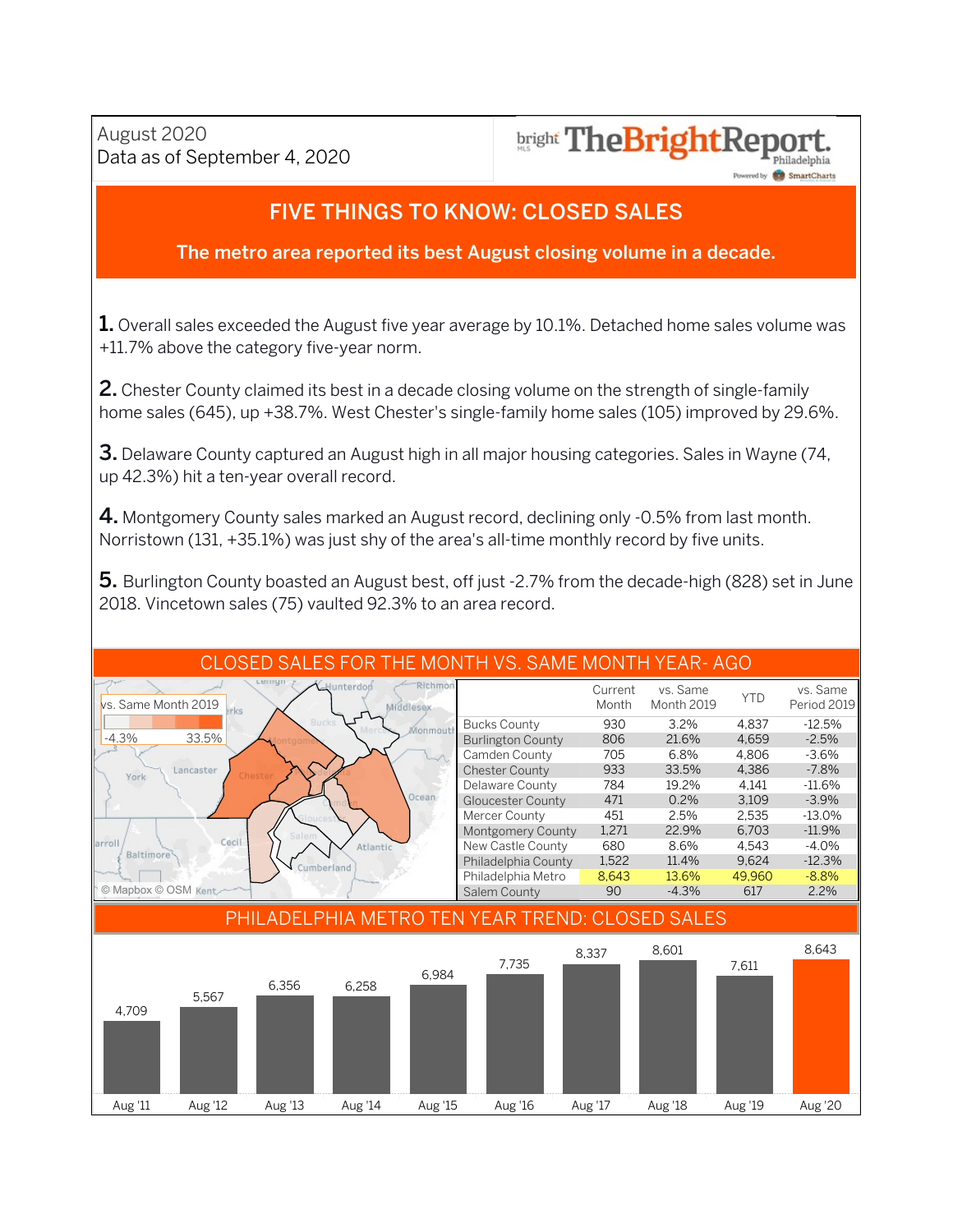August 2020
Data as of September 4, 2020

bright MLS TheBrightReport. Philadelphia
Powered by SmartCharts

## FIVE THINGS TO KNOW: CLOSED SALES

**The metro area reported its best August closing volume in a decade.**

**1.** Overall sales exceeded the August five year average by 10.1%. Detached home sales volume was +11.7% above the category five-year norm.

**2.** Chester County claimed its best in a decade closing volume on the strength of single-family home sales (645), up +38.7%. West Chester's single-family home sales (105) improved by 29.6%.

**3.** Delaware County captured an August high in all major housing categories. Sales in Wayne (74, up 42.3%) hit a ten-year overall record.

**4.** Montgomery County sales marked an August record, declining only -0.5% from last month. Norristown (131, +35.1%) was just shy of the area's all-time monthly record by five units.

**5.** Burlington County boasted an August best, off just -2.7% from the decade-high (828) set in June 2018. Vincetown sales (75) vaulted 92.3% to an area record.

## CLOSED SALES FOR THE MONTH VS. SAME MONTH YEAR- AGO

vs. Same Month 2019
-4.3%   33.5%

© Mapbox © OSM

| | Current Month | vs. Same Month 2019 | YTD | vs. Same Period 2019 |
|---|---|---|---|---|
| Bucks County | 930 | 3.2% | 4,837 | -12.5% |
| Burlington County | 806 | 21.6% | 4,659 | -2.5% |
| Camden County | 705 | 6.8% | 4,806 | -3.6% |
| Chester County | 933 | 33.5% | 4,386 | -7.8% |
| Delaware County | 784 | 19.2% | 4,141 | -11.6% |
| Gloucester County | 471 | 0.2% | 3,109 | -3.9% |
| Mercer County | 451 | 2.5% | 2,535 | -13.0% |
| Montgomery County | 1,271 | 22.9% | 6,703 | -11.9% |
| New Castle County | 680 | 8.6% | 4,543 | -4.0% |
| Philadelphia County | 1,522 | 11.4% | 9,624 | -12.3% |
| Philadelphia Metro | 8,643 | 13.6% | 49,960 | -8.8% |
| Salem County | 90 | -4.3% | 617 | 2.2% |

## PHILADELPHIA METRO TEN YEAR TREND: CLOSED SALES

4,709
5,567
6,356
6,258
6,984
7,735
8,337
8,601
7,611
8,643

Aug '11
Aug '12
Aug '13
Aug '14
Aug '15
Aug '16
Aug '17
Aug '18
Aug '19
Aug '20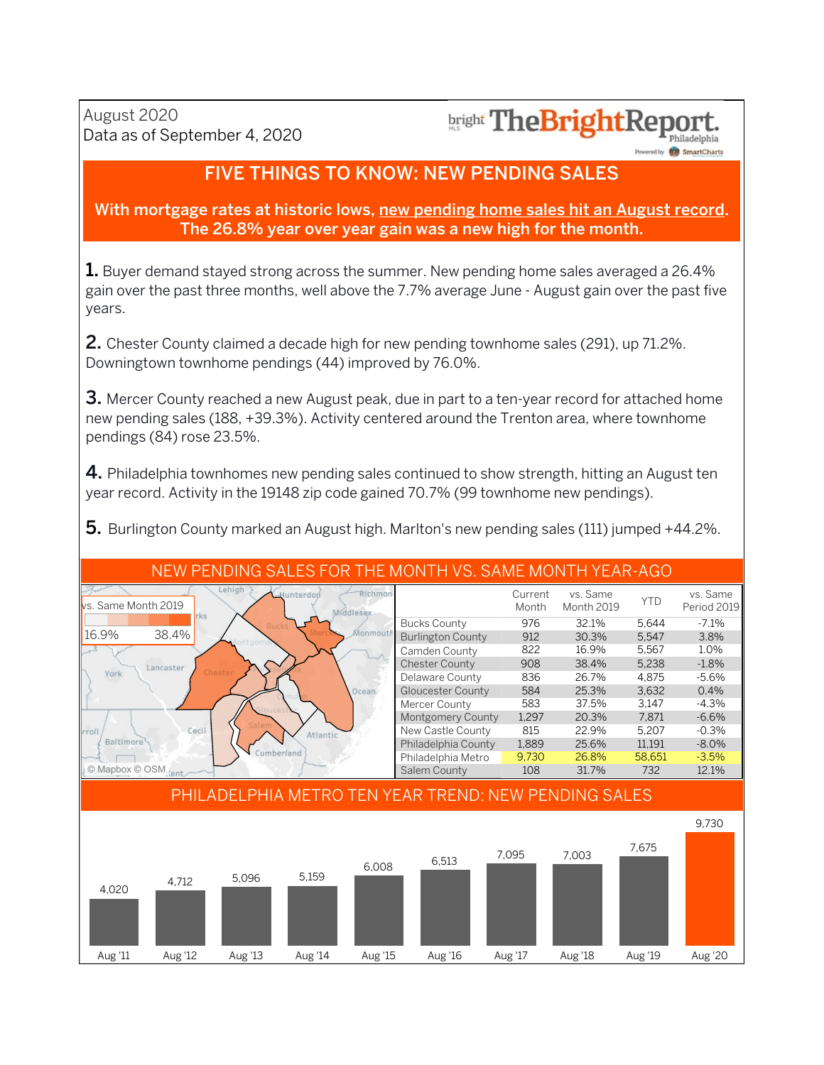August 2020
Data as of September 4, 2020

bright MLS TheBrightReport. Philadelphia
Powered by SmartCharts

## FIVE THINGS TO KNOW: NEW PENDING SALES

**With mortgage rates at historic lows, new pending home sales hit an August record. The 26.8% year over year gain was a new high for the month.**

**1.** Buyer demand stayed strong across the summer. New pending home sales averaged a 26.4% gain over the past three months, well above the 7.7% average June - August gain over the past five years.

**2.** Chester County claimed a decade high for new pending townhome sales (291), up 71.2%. Downingtown townhome pendings (44) improved by 76.0%.

**3.** Mercer County reached a new August peak, due in part to a ten-year record for attached home new pending sales (188, +39.3%). Activity centered around the Trenton area, where townhome pendings (84) rose 23.5%.

**4.** Philadelphia townhomes new pending sales continued to show strength, hitting an August ten year record. Activity in the 19148 zip code gained 70.7% (99 townhome new pendings).

**5.** Burlington County marked an August high. Marlton's new pending sales (111) jumped +44.2%.

## NEW PENDING SALES FOR THE MONTH VS. SAME MONTH YEAR-AGO

vs. Same Month 2019
16.9% 38.4%
© Mapbox © OSM

| | Current Month | vs. Same Month 2019 | YTD | vs. Same Period 2019 |
|---|---|---|---|---|
| Bucks County | 976 | 32.1% | 5,644 | -7.1% |
| Burlington County | 912 | 30.3% | 5,547 | 3.8% |
| Camden County | 822 | 16.9% | 5,567 | 1.0% |
| Chester County | 908 | 38.4% | 5,238 | -1.8% |
| Delaware County | 836 | 26.7% | 4,875 | -5.6% |
| Gloucester County | 584 | 25.3% | 3,632 | 0.4% |
| Mercer County | 583 | 37.5% | 3,147 | -4.3% |
| Montgomery County | 1,297 | 20.3% | 7,871 | -6.6% |
| New Castle County | 815 | 22.9% | 5,207 | -0.3% |
| Philadelphia County | 1,889 | 25.6% | 11,191 | -8.0% |
| Philadelphia Metro | 9,730 | 26.8% | 58,651 | -3.5% |
| Salem County | 108 | 31.7% | 732 | 12.1% |

## PHILADELPHIA METRO TEN YEAR TREND: NEW PENDING SALES

4,020 4,712 5,096 5,159 6,008 6,513 7,095 7,003 7,675 9,730

Aug '11 Aug '12 Aug '13 Aug '14 Aug '15 Aug '16 Aug '17 Aug '18 Aug '19 Aug '20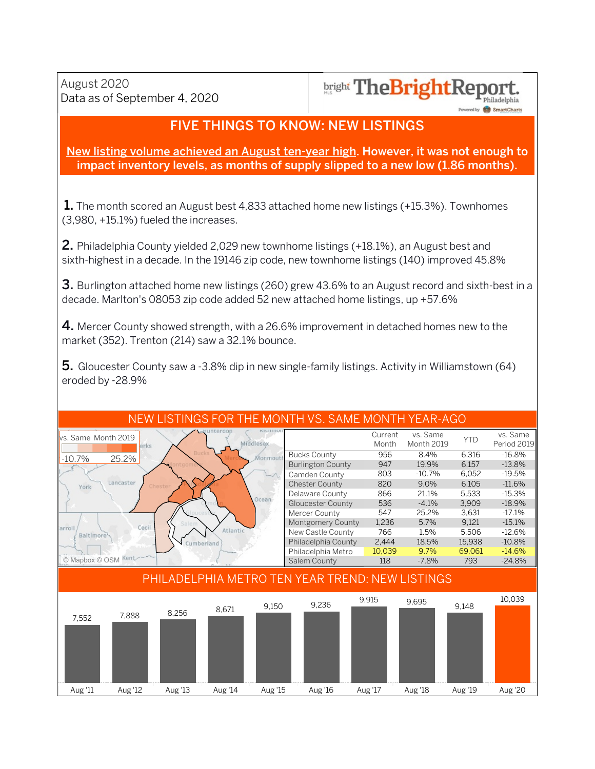August 2020
Data as of September 4, 2020

**TheBrightReport.** Philadelphia

## FIVE THINGS TO KNOW: NEW LISTINGS

**New listing volume achieved an August ten-year high. However, it was not enough to impact inventory levels, as months of supply slipped to a new low (1.86 months).**

**1.** The month scored an August best 4,833 attached home new listings (+15.3%). Townhomes (3,980, +15.1%) fueled the increases.

**2.** Philadelphia County yielded 2,029 new townhome listings (+18.1%), an August best and sixth-highest in a decade. In the 19146 zip code, new townhome listings (140) improved 45.8%

**3.** Burlington attached home new listings (260) grew 43.6% to an August record and sixth-best in a decade. Marlton's 08053 zip code added 52 new attached home listings, up +57.6%

**4.** Mercer County showed strength, with a 26.6% improvement in detached homes new to the market (352). Trenton (214) saw a 32.1% bounce.

**5.** Gloucester County saw a -3.8% dip in new single-family listings. Activity in Williamstown (64) eroded by -28.9%

## NEW LISTINGS FOR THE MONTH VS. SAME MONTH YEAR-AGO

vs. Same Month 2019: -10.7% to 25.2%

© Mapbox © OSM

| | Current Month | vs. Same Month 2019 | YTD | vs. Same Period 2019 |
|---|---|---|---|---|
| Bucks County | 956 | 8.4% | 6,316 | -16.8% |
| Burlington County | 947 | 19.9% | 6,157 | -13.8% |
| Camden County | 803 | -10.7% | 6,052 | -19.5% |
| Chester County | 820 | 9.0% | 6,105 | -11.6% |
| Delaware County | 866 | 21.1% | 5,533 | -15.3% |
| Gloucester County | 536 | -4.1% | 3,909 | -18.9% |
| Mercer County | 547 | 25.2% | 3,631 | -17.1% |
| Montgomery County | 1,236 | 5.7% | 9,121 | -15.1% |
| New Castle County | 766 | 1.5% | 5,506 | -12.6% |
| Philadelphia County | 2,444 | 18.5% | 15,938 | -10.8% |
| Philadelphia Metro | 10,039 | 9.7% | 69,061 | -14.6% |
| Salem County | 118 | -7.8% | 793 | -24.8% |

## PHILADELPHIA METRO TEN YEAR TREND: NEW LISTINGS

| Aug '11 | Aug '12 | Aug '13 | Aug '14 | Aug '15 | Aug '16 | Aug '17 | Aug '18 | Aug '19 | Aug '20 |
|---|---|---|---|---|---|---|---|---|---|
| 7,552 | 7,888 | 8,256 | 8,671 | 9,150 | 9,236 | 9,915 | 9,695 | 9,148 | 10,039 |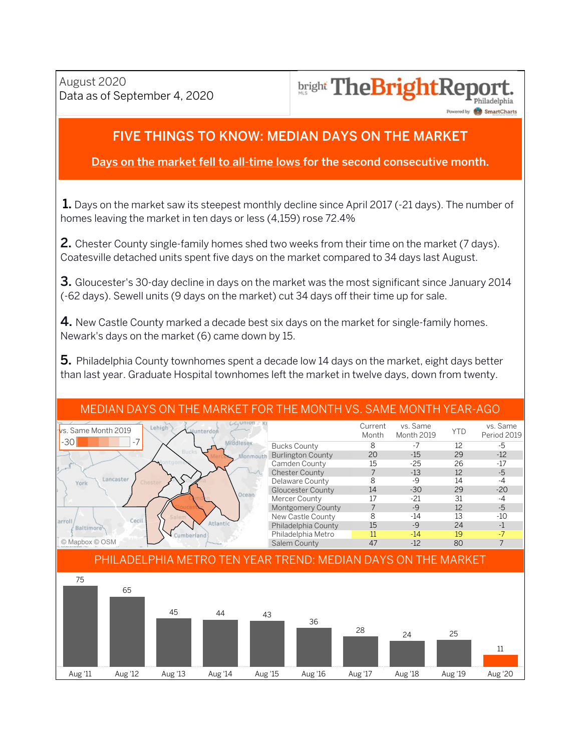August 2020
Data as of September 4, 2020

bright MLS TheBrightReport. Philadelphia
Powered by SmartCharts

## FIVE THINGS TO KNOW: MEDIAN DAYS ON THE MARKET

**Days on the market fell to all-time lows for the second consecutive month.**

**1.** Days on the market saw its steepest monthly decline since April 2017 (-21 days). The number of homes leaving the market in ten days or less (4,159) rose 72.4%

**2.** Chester County single-family homes shed two weeks from their time on the market (7 days). Coatesville detached units spent five days on the market compared to 34 days last August.

**3.** Gloucester's 30-day decline in days on the market was the most significant since January 2014 (-62 days). Sewell units (9 days on the market) cut 34 days off their time up for sale.

**4.** New Castle County marked a decade best six days on the market for single-family homes. Newark's days on the market (6) came down by 15.

**5.** Philadelphia County townhomes spent a decade low 14 days on the market, eight days better than last year. Graduate Hospital townhomes left the market in twelve days, down from twenty.

## MEDIAN DAYS ON THE MARKET FOR THE MONTH VS. SAME MONTH YEAR-AGO

vs. Same Month 2019
-30 -7

© Mapbox © OSM

| | Current Month | vs. Same Month 2019 | YTD | vs. Same Period 2019 |
|---|---|---|---|---|
| Bucks County | 8 | -7 | 12 | -5 |
| Burlington County | 20 | -15 | 29 | -12 |
| Camden County | 15 | -25 | 26 | -17 |
| Chester County | 7 | -13 | 12 | -5 |
| Delaware County | 8 | -9 | 14 | -4 |
| Gloucester County | 14 | -30 | 29 | -20 |
| Mercer County | 17 | -21 | 31 | -4 |
| Montgomery County | 7 | -9 | 12 | -5 |
| New Castle County | 8 | -14 | 13 | -10 |
| Philadelphia County | 15 | -9 | 24 | -1 |
| Philadelphia Metro | 11 | -14 | 19 | -7 |
| Salem County | 47 | -12 | 80 | 7 |

## PHILADELPHIA METRO TEN YEAR TREND: MEDIAN DAYS ON THE MARKET

75
65
45
44
43
36
28
24
25
11

Aug '11
Aug '12
Aug '13
Aug '14
Aug '15
Aug '16
Aug '17
Aug '18
Aug '19
Aug '20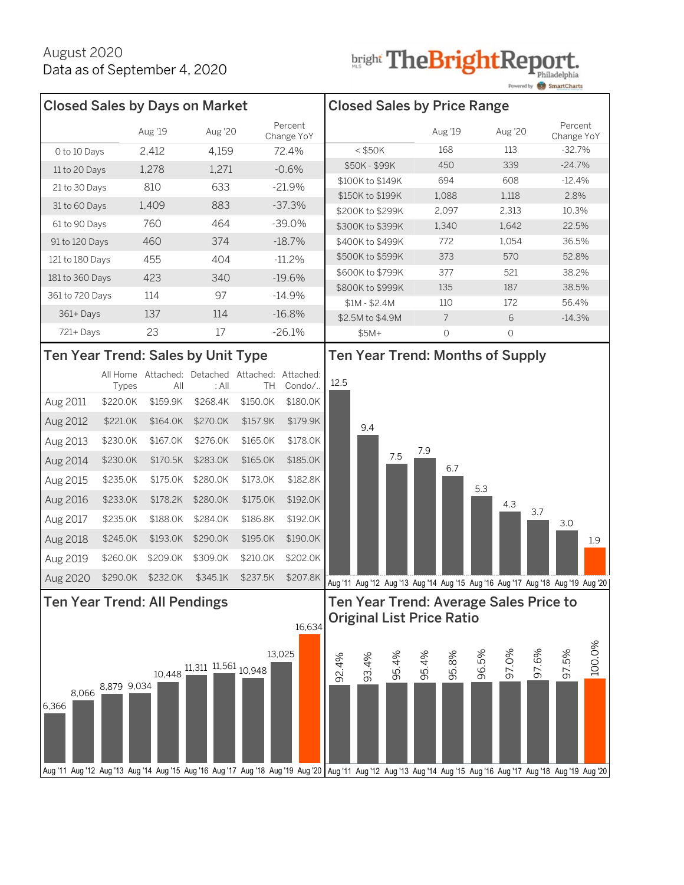August 2020
Data as of September 4, 2020

bright MLS TheBrightReport. Philadelphia
Powered by SmartCharts

## Closed Sales by Days on Market

| | Aug '19 | Aug '20 | Percent Change YoY |
|---|---|---|---|
| 0 to 10 Days | 2,412 | 4,159 | 72.4% |
| 11 to 20 Days | 1,278 | 1,271 | -0.6% |
| 21 to 30 Days | 810 | 633 | -21.9% |
| 31 to 60 Days | 1,409 | 883 | -37.3% |
| 61 to 90 Days | 760 | 464 | -39.0% |
| 91 to 120 Days | 460 | 374 | -18.7% |
| 121 to 180 Days | 455 | 404 | -11.2% |
| 181 to 360 Days | 423 | 340 | -19.6% |
| 361 to 720 Days | 114 | 97 | -14.9% |
| 361+ Days | 137 | 114 | -16.8% |
| 721+ Days | 23 | 17 | -26.1% |

## Closed Sales by Price Range

| | Aug '19 | Aug '20 | Percent Change YoY |
|---|---|---|---|
| < $50K | 168 | 113 | -32.7% |
| $50K - $99K | 450 | 339 | -24.7% |
| $100K to $149K | 694 | 608 | -12.4% |
| $150K to $199K | 1,088 | 1,118 | 2.8% |
| $200K to $299K | 2,097 | 2,313 | 10.3% |
| $300K to $399K | 1,340 | 1,642 | 22.5% |
| $400K to $499K | 772 | 1,054 | 36.5% |
| $500K to $599K | 373 | 570 | 52.8% |
| $600K to $799K | 377 | 521 | 38.2% |
| $800K to $999K | 135 | 187 | 38.5% |
| $1M - $2.4M | 110 | 172 | 56.4% |
| $2.5M to $4.9M | 7 | 6 | -14.3% |
| $5M+ | 0 | 0 | |

## Ten Year Trend: Sales by Unit Type

| | All Home Types | Attached: All | Detached : All | Attached: TH | Attached: Condo/.. |
|---|---|---|---|---|---|
| Aug 2011 | $220.0K | $159.9K | $268.4K | $150.0K | $180.0K |
| Aug 2012 | $221.0K | $164.0K | $270.0K | $157.9K | $179.9K |
| Aug 2013 | $230.0K | $167.0K | $276.0K | $165.0K | $178.0K |
| Aug 2014 | $230.0K | $170.5K | $283.0K | $165.0K | $185.0K |
| Aug 2015 | $235.0K | $175.0K | $280.0K | $173.0K | $182.8K |
| Aug 2016 | $233.0K | $178.2K | $280.0K | $175.0K | $192.0K |
| Aug 2017 | $235.0K | $188.0K | $284.0K | $186.8K | $192.0K |
| Aug 2018 | $245.0K | $193.0K | $290.0K | $195.0K | $190.0K |
| Aug 2019 | $260.0K | $209.0K | $309.0K | $210.0K | $202.0K |
| Aug 2020 | $290.0K | $232.0K | $345.1K | $237.5K | $207.8K |

## Ten Year Trend: Months of Supply

12.5, 9.4, 7.5, 7.9, 6.7, 5.3, 4.3, 3.7, 3.0, 1.9

Aug '11, Aug '12, Aug '13, Aug '14, Aug '15, Aug '16, Aug '17, Aug '18, Aug '19, Aug '20

## Ten Year Trend: All Pendings

6,366, 8,066, 8,879, 9,034, 10,448, 11,311, 11,561, 10,948, 13,025, 16,634

Aug '11, Aug '12, Aug '13, Aug '14, Aug '15, Aug '16, Aug '17, Aug '18, Aug '19, Aug '20

## Ten Year Trend: Average Sales Price to Original List Price Ratio

92.4%, 93.4%, 95.4%, 95.4%, 95.8%, 96.5%, 97.0%, 97.6%, 97.5%, 100.0%

Aug '11, Aug '12, Aug '13, Aug '14, Aug '15, Aug '16, Aug '17, Aug '18, Aug '19, Aug '20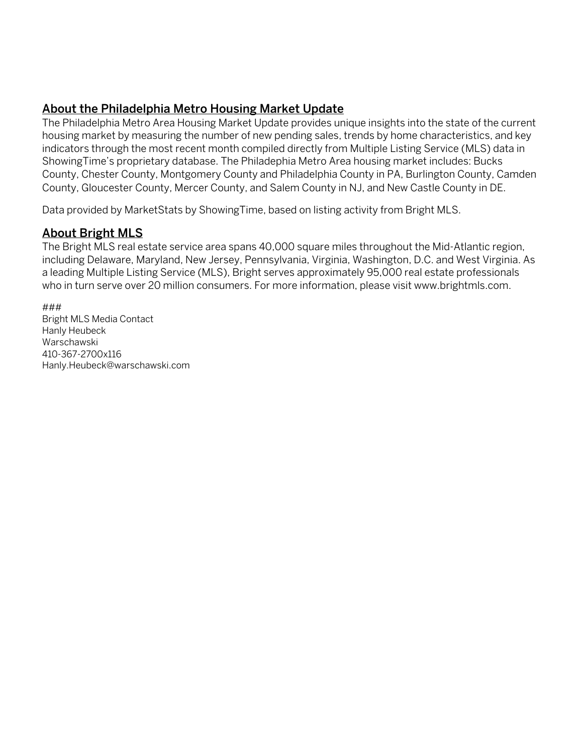## About the Philadelphia Metro Housing Market Update

The Philadelphia Metro Area Housing Market Update provides unique insights into the state of the current housing market by measuring the number of new pending sales, trends by home characteristics, and key indicators through the most recent month compiled directly from Multiple Listing Service (MLS) data in ShowingTime's proprietary database. The Philadephia Metro Area housing market includes: Bucks County, Chester County, Montgomery County and Philadelphia County in PA, Burlington County, Camden County, Gloucester County, Mercer County, and Salem County in NJ, and New Castle County in DE.

Data provided by MarketStats by ShowingTime, based on listing activity from Bright MLS.

## About Bright MLS

The Bright MLS real estate service area spans 40,000 square miles throughout the Mid-Atlantic region, including Delaware, Maryland, New Jersey, Pennsylvania, Virginia, Washington, D.C. and West Virginia. As a leading Multiple Listing Service (MLS), Bright serves approximately 95,000 real estate professionals who in turn serve over 20 million consumers. For more information, please visit www.brightmls.com.

###

Bright MLS Media Contact
Hanly Heubeck
Warschawski
410-367-2700x116
Hanly.Heubeck@warschawski.com